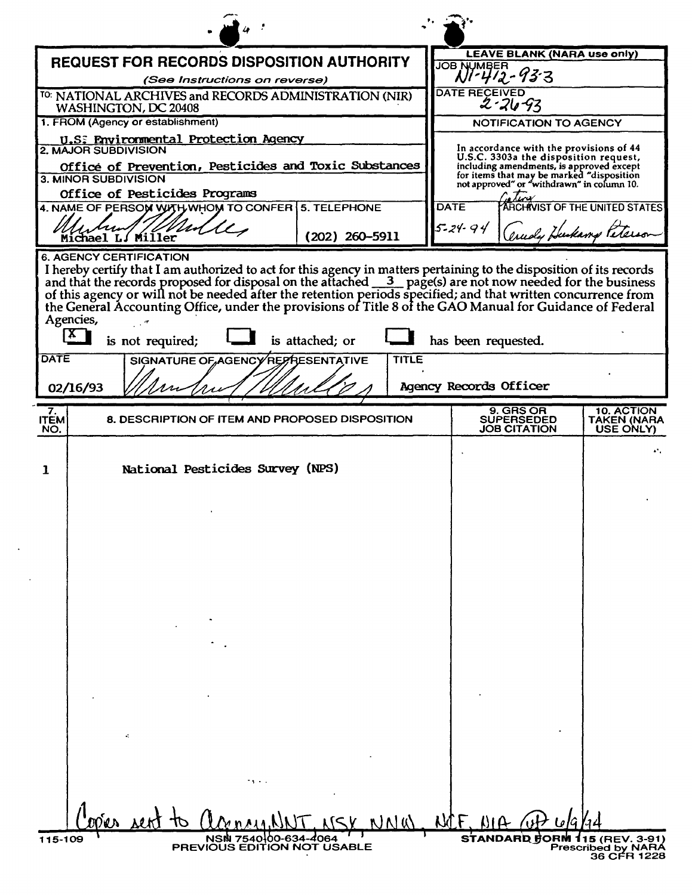# REQUEST FOR RECORDS DISPOSITION AUTHORITY

*(See Instructions on reverse)*

**LEAVE BLANK (NARA use only)**

JOB NUMBER: N1-412-93-3

DATE RECEIVED: 2-26-93

**NOTIFICATION TO AGENCY**

In accordance with the provisions of 44 U.S.C. 3303a the disposition request, including amendments, is approved except for items that may be marked "disposition not approved" or "withdrawn" in column 10.

DATE: 5-24-94

Acting ARCHIVIST OF THE UNITED STATES: Trudy Huskamp Peterson

TO: NATIONAL ARCHIVES and RECORDS ADMINISTRATION (NIR) WASHINGTON, DC 20408

1. FROM (Agency or establishment): U.S. Environmental Protection Agency

2. MAJOR SUBDIVISION: Office of Prevention, Pesticides and Toxic Substances

3. MINOR SUBDIVISION: Office of Pesticides Programs

4. NAME OF PERSON WITH WHOM TO CONFER: Michael L. Miller

5. TELEPHONE: (202) 260-5911

6. AGENCY CERTIFICATION

I hereby certify that I am authorized to act for this agency in matters pertaining to the disposition of its records and that the records proposed for disposal on the attached 3 page(s) are not now needed for the business of this agency or will not be needed after the retention periods specified; and that written concurrence from the General Accounting Office, under the provisions of Title 8 of the GAO Manual for Guidance of Federal Agencies,

[X] is not required; [ ] is attached; or [ ] has been requested.

| DATE | SIGNATURE OF AGENCY REPRESENTATIVE | TITLE |
|---|---|---|
| 02/16/93 | Michael L. Miller | Agency Records Officer |

| 7. ITEM NO. | 8. DESCRIPTION OF ITEM AND PROPOSED DISPOSITION | 9. GRS OR SUPERSEDED JOB CITATION | 10. ACTION TAKEN (NARA USE ONLY) |
|---|---|---|---|
| 1 | National Pesticides Survey (NPS) | | |

Copies sent to agency, NNT, NSK, NNW, NCF, NIA (ut) 6/9/94

115-109 NSN 7540-00-634-4064 PREVIOUS EDITION NOT USABLE

STANDARD FORM 115 (REV. 3-91) Prescribed by NARA 36 CFR 1228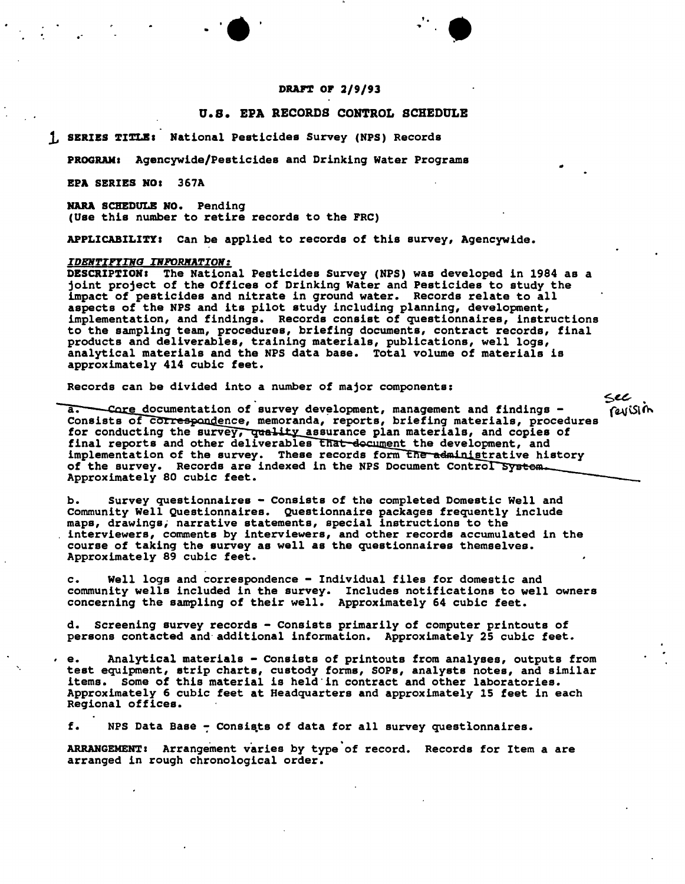**DRAFT OF 2/9/93**

# U.S. EPA RECORDS CONTROL SCHEDULE

1 **SERIES TITLE:** National Pesticides Survey (NPS) Records

**PROGRAM:** Agencywide/Pesticides and Drinking Water Programs

**EPA SERIES NO:** 367A

**NARA SCHEDULE NO.** Pending
(Use this number to retire records to the FRC)

**APPLICABILITY:** Can be applied to records of this survey, Agencywide.

***IDENTIFYING INFORMATION:***

**DESCRIPTION:** The National Pesticides Survey (NPS) was developed in 1984 as a joint project of the Offices of Drinking Water and Pesticides to study the impact of pesticides and nitrate in ground water. Records relate to all aspects of the NPS and its pilot study including planning, development, implementation, and findings. Records consist of questionnaires, instructions to the sampling team, procedures, briefing documents, contract records, final products and deliverables, training materials, publications, well logs, analytical materials and the NPS data base. Total volume of materials is approximately 414 cubic feet.

Records can be divided into a number of major components:

~~a. Core documentation of survey development, management and findings - Consists of correspondence, memoranda, reports, briefing materials, procedures for conducting the survey, quality assurance plan materials, and copies of final reports and other deliverables that document the development, and implementation of the survey. These records form the administrative history of the survey. Records are indexed in the NPS Document Control System. Approximately 80 cubic feet.~~ see revision

b. Survey questionnaires - Consists of the completed Domestic Well and Community Well Questionnaires. Questionnaire packages frequently include maps, drawings, narrative statements, special instructions to the interviewers, comments by interviewers, and other records accumulated in the course of taking the survey as well as the questionnaires themselves. Approximately 89 cubic feet.

c. Well logs and correspondence - Individual files for domestic and community wells included in the survey. Includes notifications to well owners concerning the sampling of their well. Approximately 64 cubic feet.

d. Screening survey records - Consists primarily of computer printouts of persons contacted and additional information. Approximately 25 cubic feet.

e. Analytical materials - Consists of printouts from analyses, outputs from test equipment, strip charts, custody forms, SOPs, analysts notes, and similar items. Some of this material is held in contract and other laboratories. Approximately 6 cubic feet at Headquarters and approximately 15 feet in each Regional offices.

f. NPS Data Base - Consists of data for all survey questionnaires.

**ARRANGEMENT:** Arrangement varies by type of record. Records for Item a are arranged in rough chronological order.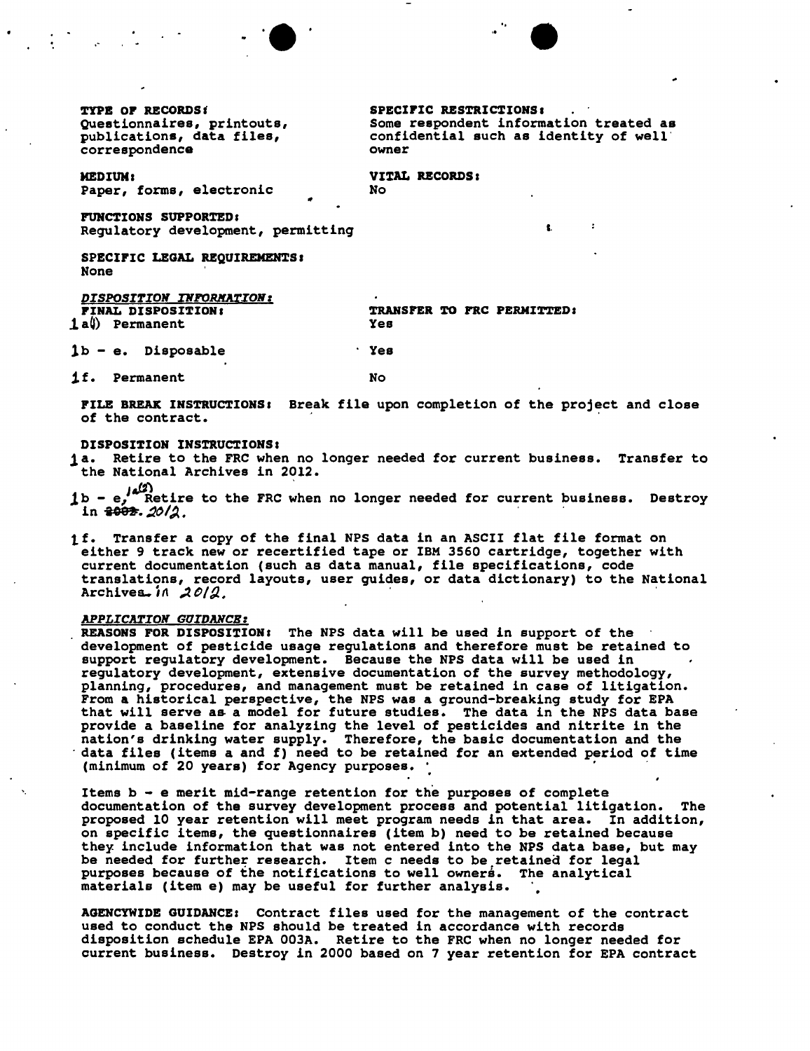**TYPE OF RECORDS:**
Questionnaires, printouts, publications, data files, correspondence

**SPECIFIC RESTRICTIONS:**
Some respondent information treated as confidential such as identity of well owner

**MEDIUM:**
Paper, forms, electronic

**VITAL RECORDS:**
No

**FUNCTIONS SUPPORTED:**
Regulatory development, permitting

**SPECIFIC LEGAL REQUIREMENTS:**
None

***DISPOSITION INFORMATION:***

| FINAL DISPOSITION: | TRANSFER TO FRC PERMITTED: |
|---|---|
| 1a(1) Permanent | Yes |
| 1b - e. Disposable | Yes |
| 1f. Permanent | No |

**FILE BREAK INSTRUCTIONS:** Break file upon completion of the project and close of the contract.

**DISPOSITION INSTRUCTIONS:**

1a. Retire to the FRC when no longer needed for current business. Transfer to the National Archives in 2012.

1b - e, 1a(2) Retire to the FRC when no longer needed for current business. Destroy in ~~2002~~. 2012.

1f. Transfer a copy of the final NPS data in an ASCII flat file format on either 9 track new or recertified tape or IBM 3560 cartridge, together with current documentation (such as data manual, file specifications, code translations, record layouts, user guides, or data dictionary) to the National Archives in 2012.

***APPLICATION GUIDANCE:***

**REASONS FOR DISPOSITION:** The NPS data will be used in support of the development of pesticide usage regulations and therefore must be retained to support regulatory development. Because the NPS data will be used in regulatory development, extensive documentation of the survey methodology, planning, procedures, and management must be retained in case of litigation. From a historical perspective, the NPS was a ground-breaking study for EPA that will serve as a model for future studies. The data in the NPS data base provide a baseline for analyzing the level of pesticides and nitrite in the nation's drinking water supply. Therefore, the basic documentation and the data files (items a and f) need to be retained for an extended period of time (minimum of 20 years) for Agency purposes.

Items b - e merit mid-range retention for the purposes of complete documentation of the survey development process and potential litigation. The proposed 10 year retention will meet program needs in that area. In addition, on specific items, the questionnaires (item b) need to be retained because they include information that was not entered into the NPS data base, but may be needed for further research. Item c needs to be retained for legal purposes because of the notifications to well owners. The analytical materials (item e) may be useful for further analysis.

**AGENCYWIDE GUIDANCE:** Contract files used for the management of the contract used to conduct the NPS should be treated in accordance with records disposition schedule EPA 003A. Retire to the FRC when no longer needed for current business. Destroy in 2000 based on 7 year retention for EPA contract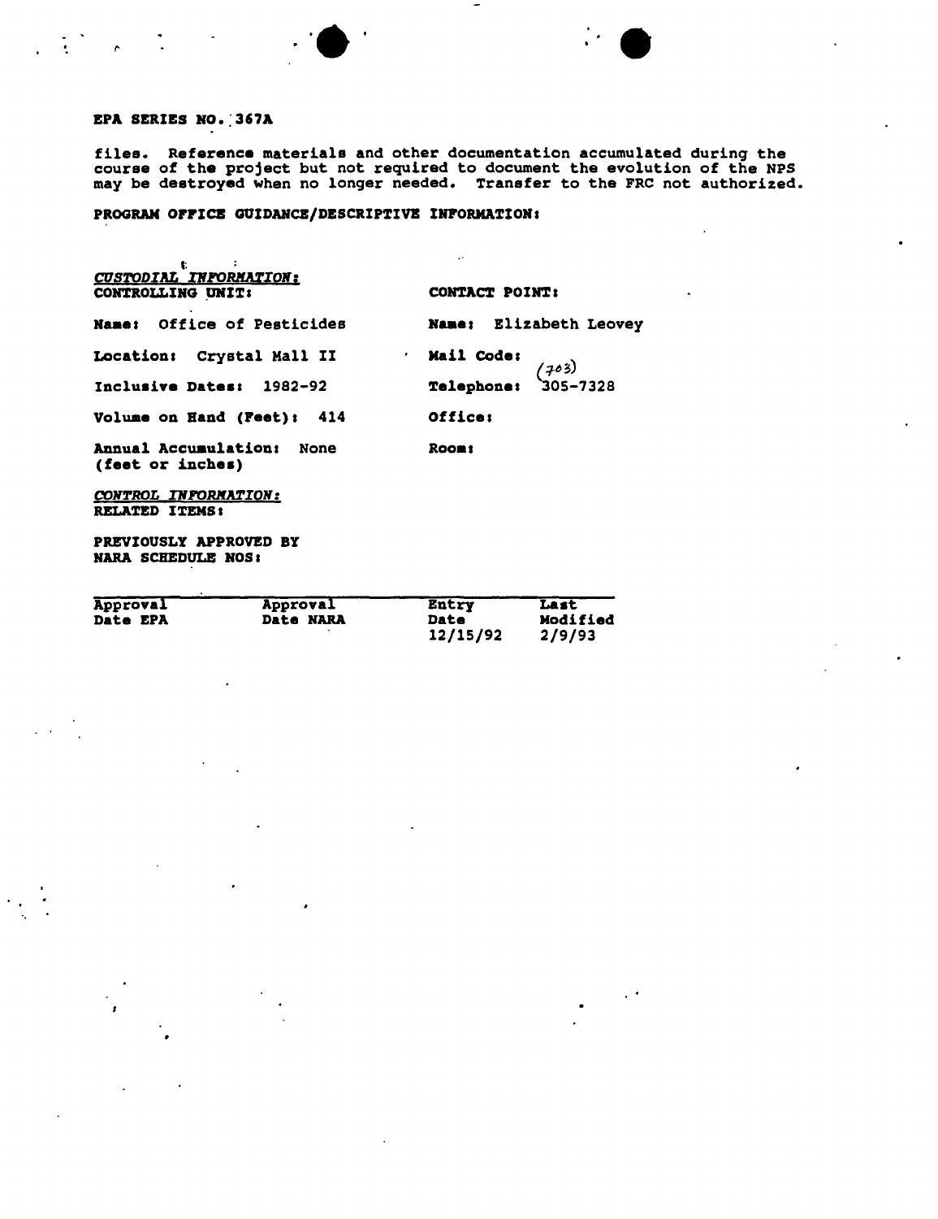**EPA SERIES NO. 367A**

files. Reference materials and other documentation accumulated during the course of the project but not required to document the evolution of the NPS may be destroyed when no longer needed. Transfer to the FRC not authorized.

**PROGRAM OFFICE GUIDANCE/DESCRIPTIVE INFORMATION:**

***CUSTODIAL INFORMATION:***

| | |
|---|---|
| **CONTROLLING UNIT:** | **CONTACT POINT:** |
| **Name:** Office of Pesticides | **Name:** Elizabeth Leovey |
| **Location:** Crystal Mall II | **Mail Code:** |
| **Inclusive Dates:** 1982-92 | **Telephone:** (703) 305-7328 |
| **Volume on Hand (Feet):** 414 | **Office:** |
| **Annual Accumulation:** None (feet or inches) | **Room:** |

***CONTROL INFORMATION:***

**RELATED ITEMS:**

**PREVIOUSLY APPROVED BY NARA SCHEDULE NOS:**

| Approval Date EPA | Approval Date NARA | Entry Date | Last Modified |
|---|---|---|---|
| | | 12/15/92 | 2/9/93 |